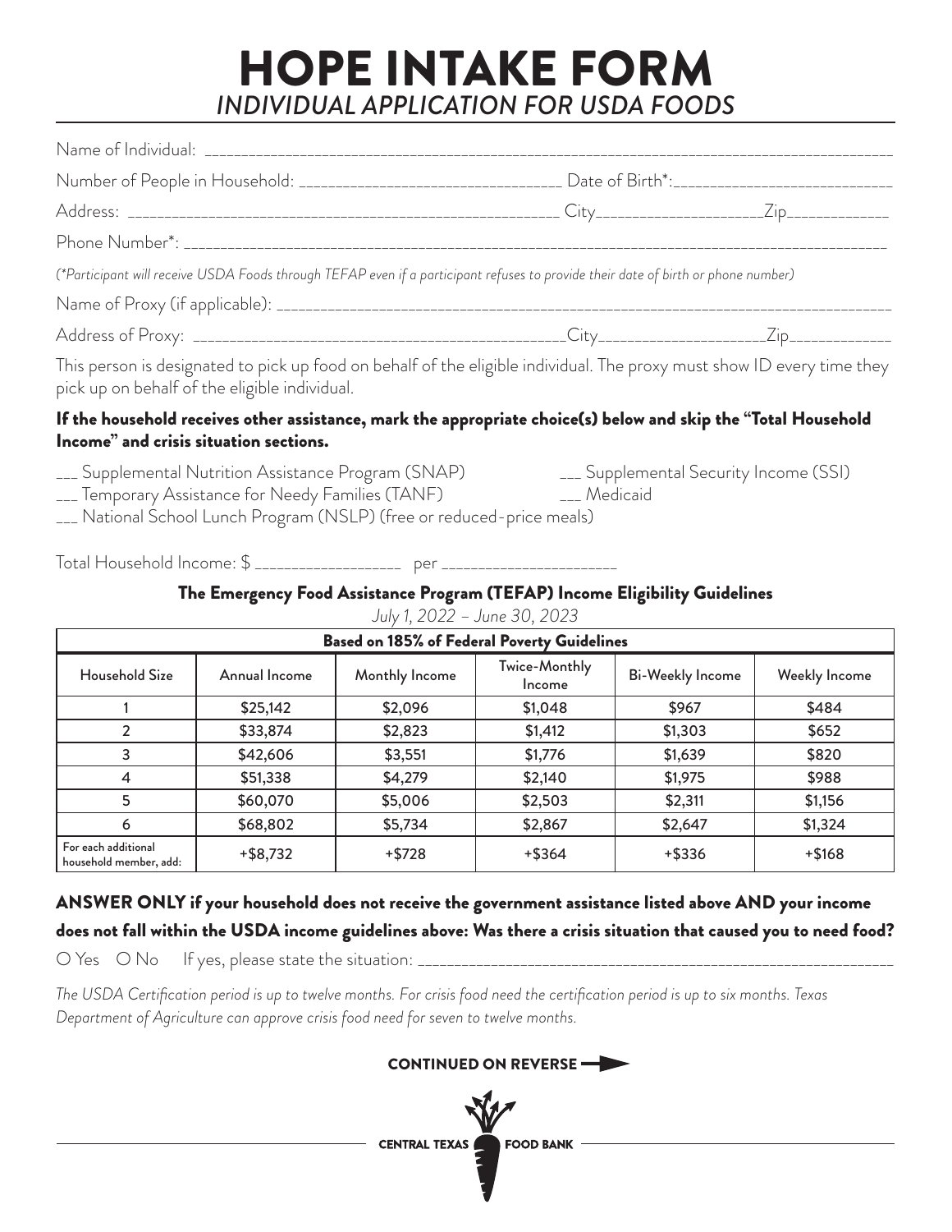# HOPE INTAKE FORM

## *INDIVIDUAL APPLICATION FOR USDA FOODS*

Name of Individual: ______________________________________________

Number of People in Household: ____________________ Date of Birth*: ____________________

Address: ______________________________ City____________ Zip__________

Phone Number*: ______________________________________________

*(*Participant will receive USDA Foods through TEFAP even if a participant refuses to provide their date of birth or phone number)*

Name of Proxy (if applicable): ______________________________________________

Address of Proxy: ______________________________ City____________ Zip__________

This person is designated to pick up food on behalf of the eligible individual. The proxy must show ID every time they pick up on behalf of the eligible individual.

**If the household receives other assistance, mark the appropriate choice(s) below and skip the "Total Household Income" and crisis situation sections.**

- ___ Supplemental Nutrition Assistance Program (SNAP)
- ___ Supplemental Security Income (SSI)
- ___ Temporary Assistance for Needy Families (TANF)
- ___ Medicaid
- ___ National School Lunch Program (NSLP) (free or reduced-price meals)

Total Household Income: $ ______________ per ________________

### The Emergency Food Assistance Program (TEFAP) Income Eligibility Guidelines

*July 1, 2022 – June 30, 2023*

| Based on 185% of Federal Poverty Guidelines | | | | | |
|---|---|---|---|---|---|
| Household Size | Annual Income | Monthly Income | Twice-Monthly Income | Bi-Weekly Income | Weekly Income |
| 1 | $25,142 | $2,096 | $1,048 | $967 | $484 |
| 2 | $33,874 | $2,823 | $1,412 | $1,303 | $652 |
| 3 | $42,606 | $3,551 | $1,776 | $1,639 | $820 |
| 4 | $51,338 | $4,279 | $2,140 | $1,975 | $988 |
| 5 | $60,070 | $5,006 | $2,503 | $2,311 | $1,156 |
| 6 | $68,802 | $5,734 | $2,867 | $2,647 | $1,324 |
| For each additional household member, add: | +$8,732 | +$728 | +$364 | +$336 | +$168 |

**ANSWER ONLY if your household does not receive the government assistance listed above AND your income does not fall within the USDA income guidelines above: Was there a crisis situation that caused you to need food?**

○ Yes ○ No If yes, please state the situation: ______________________________________________

*The USDA Certification period is up to twelve months. For crisis food need the certification period is up to six months. Texas Department of Agriculture can approve crisis food need for seven to twelve months.*

**CONTINUED ON REVERSE →**

CENTRAL TEXAS FOOD BANK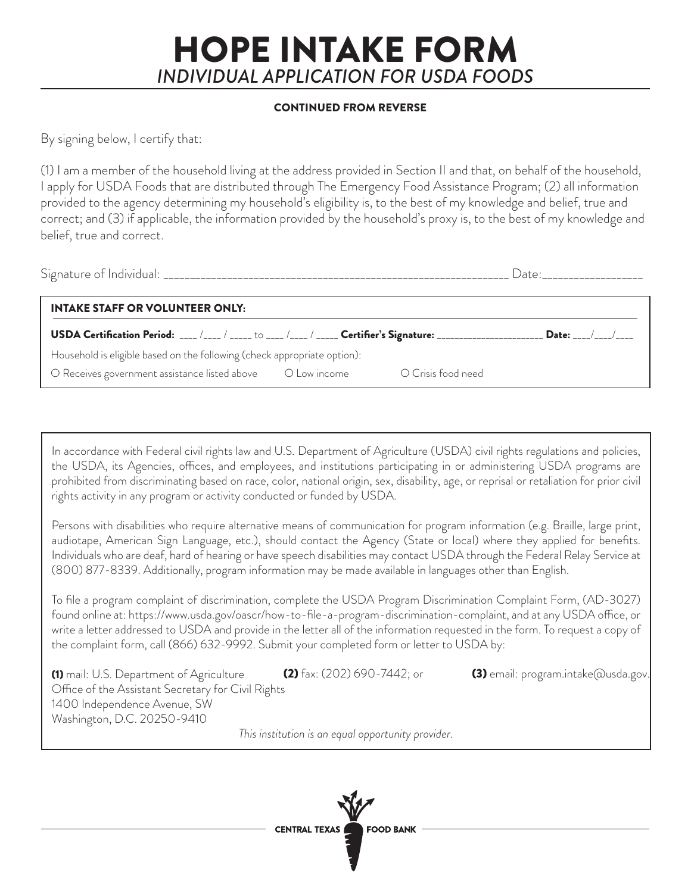# HOPE INTAKE FORM

*INDIVIDUAL APPLICATION FOR USDA FOODS*

**CONTINUED FROM REVERSE**

By signing below, I certify that:

(1) I am a member of the household living at the address provided in Section II and that, on behalf of the household, I apply for USDA Foods that are distributed through The Emergency Food Assistance Program; (2) all information provided to the agency determining my household's eligibility is, to the best of my knowledge and belief, true and correct; and (3) if applicable, the information provided by the household's proxy is, to the best of my knowledge and belief, true and correct.

Signature of Individual: _______________________________________________________________ Date:_________________

**INTAKE STAFF OR VOLUNTEER ONLY:**

**USDA Certification Period:** ____ /____ / _____ to ____ /____ / _____ **Certifier's Signature:** ______________________ **Date:** ____/____/____

Household is eligible based on the following (check appropriate option):

○ Receives government assistance listed above ○ Low income ○ Crisis food need

In accordance with Federal civil rights law and U.S. Department of Agriculture (USDA) civil rights regulations and policies, the USDA, its Agencies, offices, and employees, and institutions participating in or administering USDA programs are prohibited from discriminating based on race, color, national origin, sex, disability, age, or reprisal or retaliation for prior civil rights activity in any program or activity conducted or funded by USDA.

Persons with disabilities who require alternative means of communication for program information (e.g. Braille, large print, audiotape, American Sign Language, etc.), should contact the Agency (State or local) where they applied for benefits. Individuals who are deaf, hard of hearing or have speech disabilities may contact USDA through the Federal Relay Service at (800) 877-8339. Additionally, program information may be made available in languages other than English.

To file a program complaint of discrimination, complete the USDA Program Discrimination Complaint Form, (AD-3027) found online at: https://www.usda.gov/oascr/how-to-file-a-program-discrimination-complaint, and at any USDA office, or write a letter addressed to USDA and provide in the letter all of the information requested in the form. To request a copy of the complaint form, call (866) 632-9992. Submit your completed form or letter to USDA by:

**(1)** mail: U.S. Department of Agriculture
Office of the Assistant Secretary for Civil Rights
1400 Independence Avenue, SW
Washington, D.C. 20250-9410

**(2)** fax: (202) 690-7442; or

**(3)** email: program.intake@usda.gov.

*This institution is an equal opportunity provider.*

CENTRAL TEXAS FOOD BANK